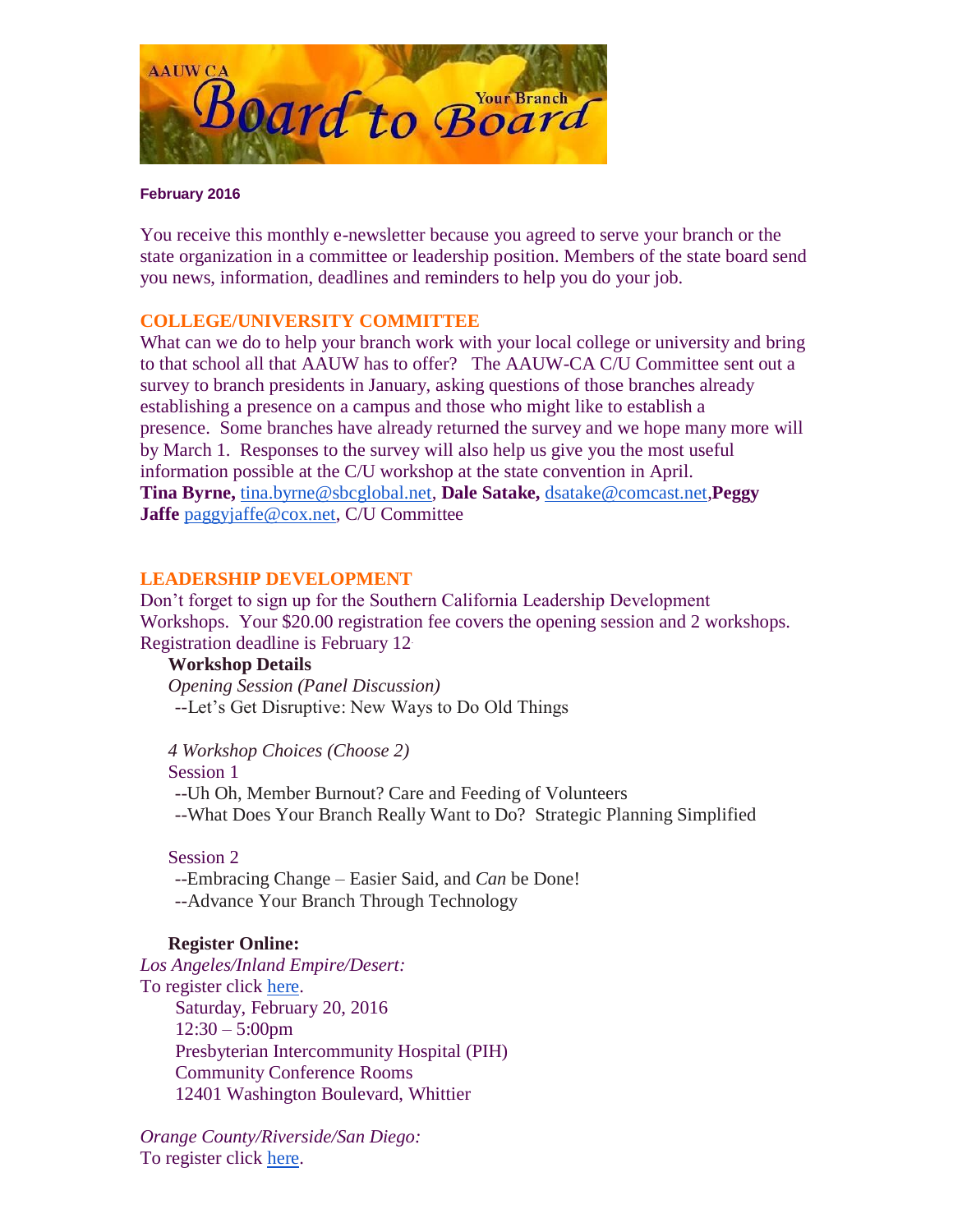**AAUW CA Board to Board — Your Branch**

**February 2016**

You receive this monthly e-newsletter because you agreed to serve your branch or the state organization in a committee or leadership position. Members of the state board send you news, information, deadlines and reminders to help you do your job.

## COLLEGE/UNIVERSITY COMMITTEE

What can we do to help your branch work with your local college or university and bring to that school all that AAUW has to offer? The AAUW-CA C/U Committee sent out a survey to branch presidents in January, asking questions of those branches already establishing a presence on a campus and those who might like to establish a presence. Some branches have already returned the survey and we hope many more will by March 1. Responses to the survey will also help us give you the most useful information possible at the C/U workshop at the state convention in April.

**Tina Byrne,** tina.byrne@sbcglobal.net, **Dale Satake,** dsatake@comcast.net,**Peggy Jaffe** paggyjaffe@cox.net, C/U Committee

## LEADERSHIP DEVELOPMENT

Don't forget to sign up for the Southern California Leadership Development Workshops. Your $20.00 registration fee covers the opening session and 2 workshops. Registration deadline is February 12.

**Workshop Details**

*Opening Session (Panel Discussion)*

--Let's Get Disruptive: New Ways to Do Old Things

*4 Workshop Choices (Choose 2)*

Session 1

--Uh Oh, Member Burnout? Care and Feeding of Volunteers

--What Does Your Branch Really Want to Do? Strategic Planning Simplified

Session 2

--Embracing Change – Easier Said, and *Can* be Done!

--Advance Your Branch Through Technology

**Register Online:**

*Los Angeles/Inland Empire/Desert:*

To register click here.

Saturday, February 20, 2016
12:30 – 5:00pm
Presbyterian Intercommunity Hospital (PIH)
Community Conference Rooms
12401 Washington Boulevard, Whittier

*Orange County/Riverside/San Diego:*

To register click here.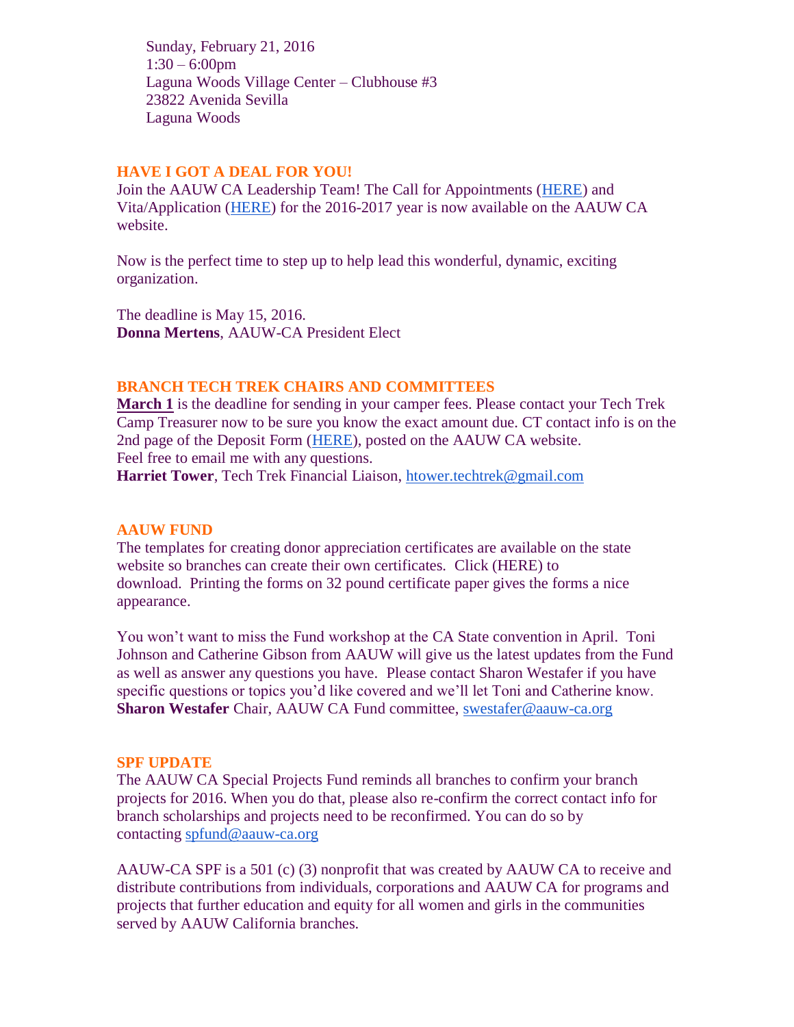Sunday, February 21, 2016
1:30 – 6:00pm
Laguna Woods Village Center – Clubhouse #3
23822 Avenida Sevilla
Laguna Woods

## HAVE I GOT A DEAL FOR YOU!

Join the AAUW CA Leadership Team! The Call for Appointments (HERE) and Vita/Application (HERE) for the 2016-2017 year is now available on the AAUW CA website.

Now is the perfect time to step up to help lead this wonderful, dynamic, exciting organization.

The deadline is May 15, 2016.
**Donna Mertens**, AAUW-CA President Elect

## BRANCH TECH TREK CHAIRS AND COMMITTEES

**March 1** is the deadline for sending in your camper fees. Please contact your Tech Trek Camp Treasurer now to be sure you know the exact amount due. CT contact info is on the 2nd page of the Deposit Form (HERE), posted on the AAUW CA website.
Feel free to email me with any questions.
**Harriet Tower**, Tech Trek Financial Liaison, htower.techtrek@gmail.com

## AAUW FUND

The templates for creating donor appreciation certificates are available on the state website so branches can create their own certificates. Click (HERE) to download. Printing the forms on 32 pound certificate paper gives the forms a nice appearance.

You won't want to miss the Fund workshop at the CA State convention in April. Toni Johnson and Catherine Gibson from AAUW will give us the latest updates from the Fund as well as answer any questions you have. Please contact Sharon Westafer if you have specific questions or topics you'd like covered and we'll let Toni and Catherine know.
**Sharon Westafer** Chair, AAUW CA Fund committee, swestafer@aauw-ca.org

## SPF UPDATE

The AAUW CA Special Projects Fund reminds all branches to confirm your branch projects for 2016. When you do that, please also re-confirm the correct contact info for branch scholarships and projects need to be reconfirmed. You can do so by contacting spfund@aauw-ca.org

AAUW-CA SPF is a 501 (c) (3) nonprofit that was created by AAUW CA to receive and distribute contributions from individuals, corporations and AAUW CA for programs and projects that further education and equity for all women and girls in the communities served by AAUW California branches.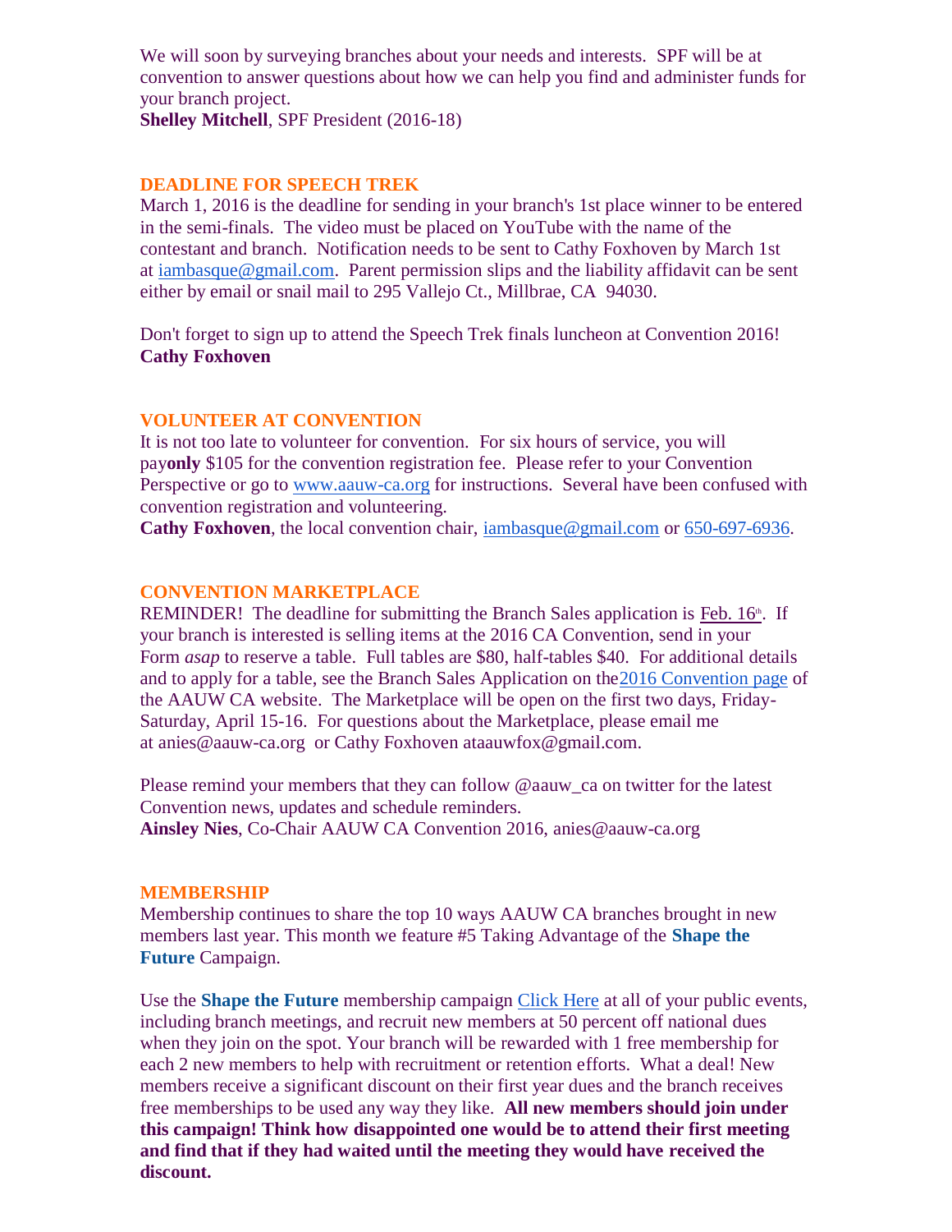We will soon by surveying branches about your needs and interests. SPF will be at convention to answer questions about how we can help you find and administer funds for your branch project.
**Shelley Mitchell**, SPF President (2016-18)

## DEADLINE FOR SPEECH TREK

March 1, 2016 is the deadline for sending in your branch's 1st place winner to be entered in the semi-finals. The video must be placed on YouTube with the name of the contestant and branch. Notification needs to be sent to Cathy Foxhoven by March 1st at iambasque@gmail.com. Parent permission slips and the liability affidavit can be sent either by email or snail mail to 295 Vallejo Ct., Millbrae, CA 94030.

Don't forget to sign up to attend the Speech Trek finals luncheon at Convention 2016!
**Cathy Foxhoven**

## VOLUNTEER AT CONVENTION

It is not too late to volunteer for convention. For six hours of service, you will pay**only** $105 for the convention registration fee. Please refer to your Convention Perspective or go to www.aauw-ca.org for instructions. Several have been confused with convention registration and volunteering.
**Cathy Foxhoven**, the local convention chair, iambasque@gmail.com or 650-697-6936.

## CONVENTION MARKETPLACE

REMINDER! The deadline for submitting the Branch Sales application is Feb. 16th. If your branch is interested is selling items at the 2016 CA Convention, send in your Form *asap* to reserve a table. Full tables are $80, half-tables $40. For additional details and to apply for a table, see the Branch Sales Application on the2016 Convention page of the AAUW CA website. The Marketplace will be open on the first two days, Friday-Saturday, April 15-16. For questions about the Marketplace, please email me at anies@aauw-ca.org or Cathy Foxhoven ataauwfox@gmail.com.

Please remind your members that they can follow @aauw_ca on twitter for the latest Convention news, updates and schedule reminders.
**Ainsley Nies**, Co-Chair AAUW CA Convention 2016, anies@aauw-ca.org

## MEMBERSHIP

Membership continues to share the top 10 ways AAUW CA branches brought in new members last year. This month we feature #5 Taking Advantage of the **Shape the Future** Campaign.

Use the **Shape the Future** membership campaign Click Here at all of your public events, including branch meetings, and recruit new members at 50 percent off national dues when they join on the spot. Your branch will be rewarded with 1 free membership for each 2 new members to help with recruitment or retention efforts. What a deal! New members receive a significant discount on their first year dues and the branch receives free memberships to be used any way they like. **All new members should join under this campaign! Think how disappointed one would be to attend their first meeting and find that if they had waited until the meeting they would have received the discount.**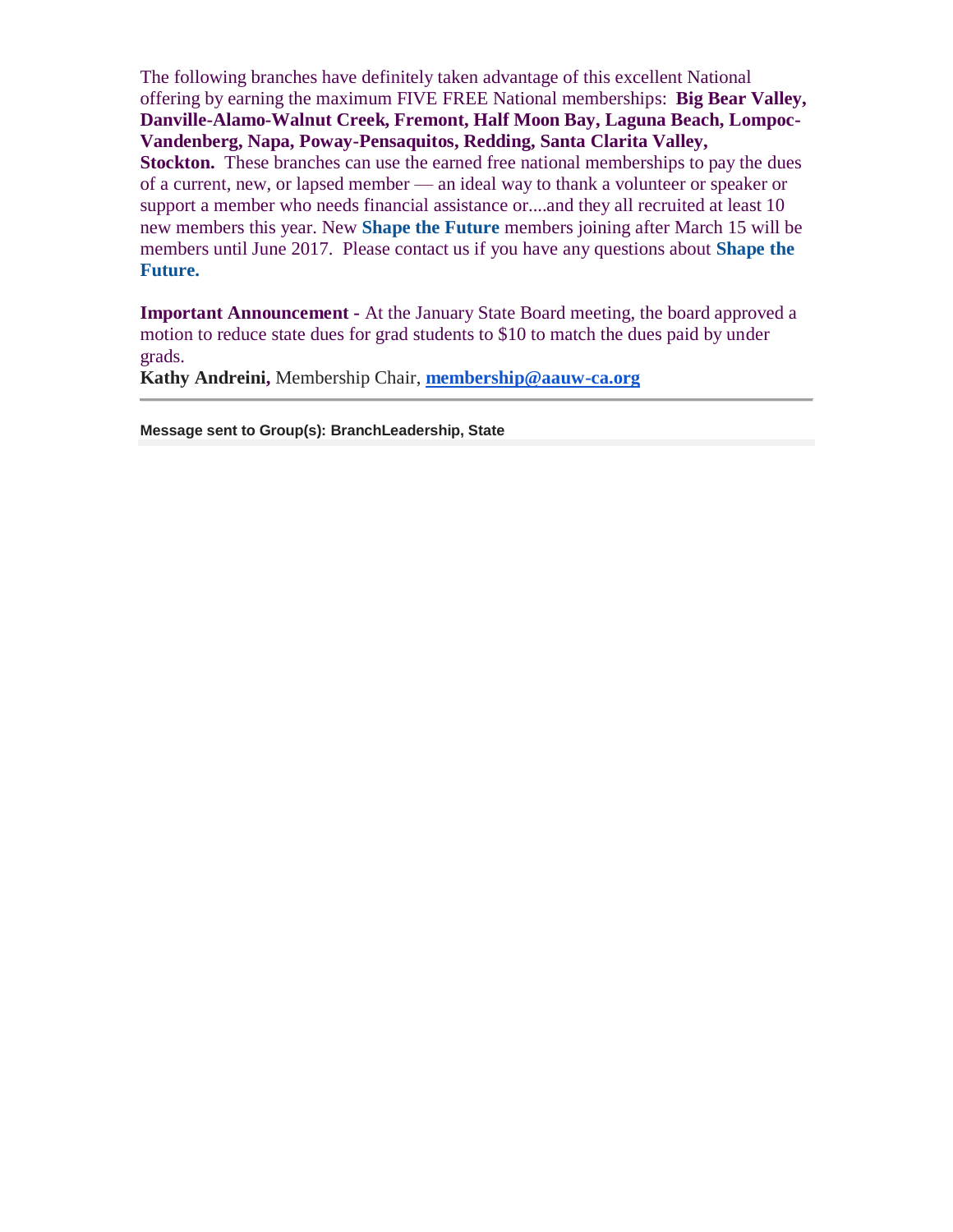The following branches have definitely taken advantage of this excellent National offering by earning the maximum FIVE FREE National memberships: **Big Bear Valley, Danville-Alamo-Walnut Creek, Fremont, Half Moon Bay, Laguna Beach, Lompoc-Vandenberg, Napa, Poway-Pensaquitos, Redding, Santa Clarita Valley, Stockton.** These branches can use the earned free national memberships to pay the dues of a current, new, or lapsed member — an ideal way to thank a volunteer or speaker or support a member who needs financial assistance or....and they all recruited at least 10 new members this year. New **Shape the Future** members joining after March 15 will be members until June 2017. Please contact us if you have any questions about **Shape the Future.**

**Important Announcement -** At the January State Board meeting, the board approved a motion to reduce state dues for grad students to $10 to match the dues paid by under grads.

**Kathy Andreini,** Membership Chair, **membership@aauw-ca.org**

---

**Message sent to Group(s): BranchLeadership, State**